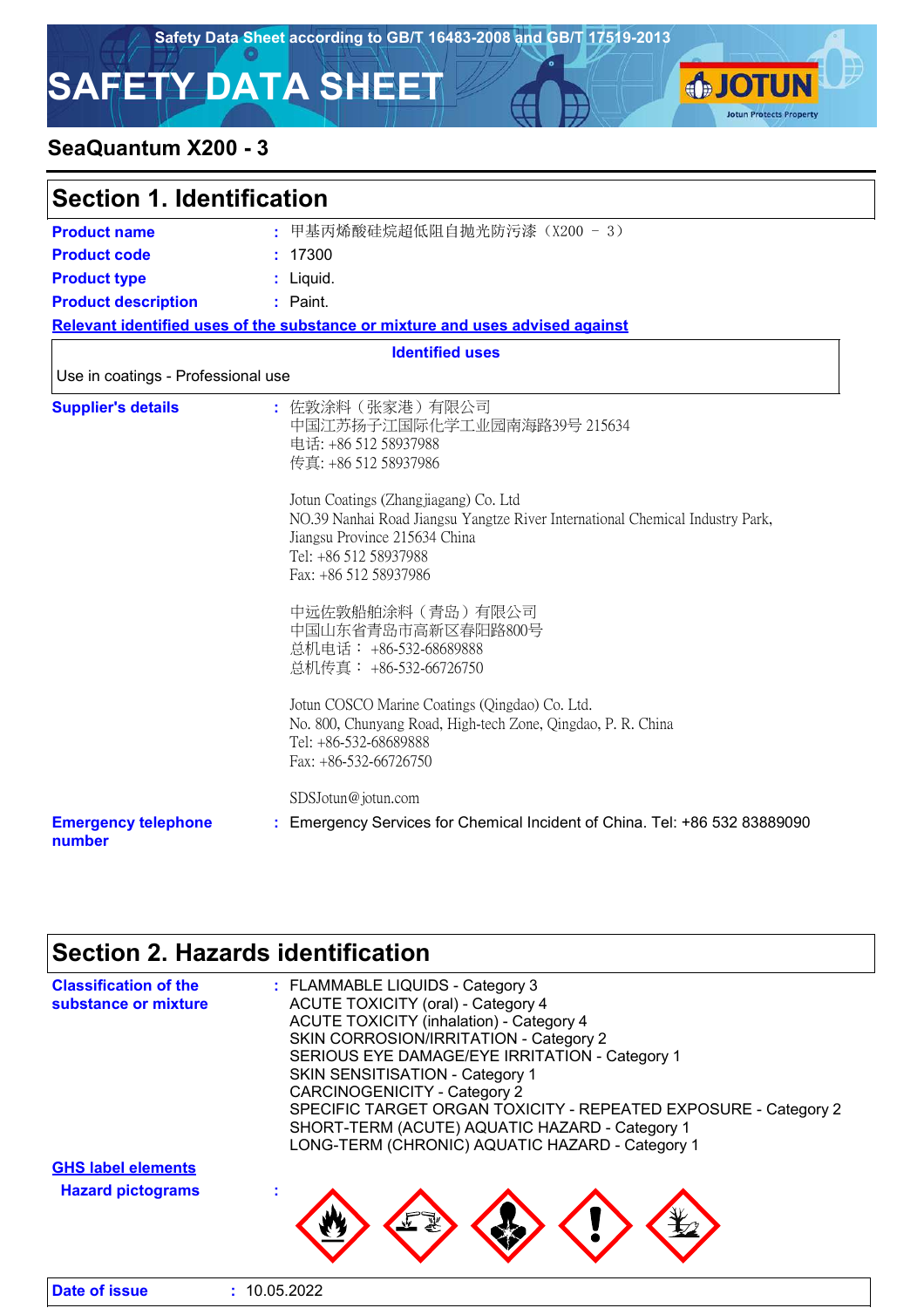Safety Data Sheet according to GB/T 16483-2008 and GB/T 17519-2013

# SAFETY DATA SHEET

**SeaQuantum X200 - 3**

## Section 1. Identification

**Product name** : 甲基丙烯酸硅烷超低阻自抛光防污漆（X200 – 3）

**Product code** : 17300

**Product type** : Liquid.

**Product description** : Paint.

**Relevant identified uses of the substance or mixture and uses advised against**

| Identified uses |
|---|
| Use in coatings - Professional use |

**Supplier's details** : 佐敦涂料（张家港）有限公司
中国江苏扬子江国际化学工业园南海路39号 215634
电话: +86 512 58937988
传真: +86 512 58937986

Jotun Coatings (Zhangjiagang) Co. Ltd
NO.39 Nanhai Road Jiangsu Yangtze River International Chemical Industry Park, Jiangsu Province 215634 China
Tel: +86 512 58937988
Fax: +86 512 58937986

中远佐敦船舶涂料（青岛）有限公司
中国山东省青岛市高新区春阳路800号
总机电话： +86-532-68689888
总机传真： +86-532-66726750

Jotun COSCO Marine Coatings (Qingdao) Co. Ltd.
No. 800, Chunyang Road, High-tech Zone, Qingdao, P. R. China
Tel: +86-532-68689888
Fax: +86-532-66726750

SDSJotun@jotun.com

**Emergency telephone number** : Emergency Services for Chemical Incident of China. Tel: +86 532 83889090

## Section 2. Hazards identification

**Classification of the substance or mixture** : FLAMMABLE LIQUIDS - Category 3
ACUTE TOXICITY (oral) - Category 4
ACUTE TOXICITY (inhalation) - Category 4
SKIN CORROSION/IRRITATION - Category 2
SERIOUS EYE DAMAGE/EYE IRRITATION - Category 1
SKIN SENSITISATION - Category 1
CARCINOGENICITY - Category 2
SPECIFIC TARGET ORGAN TOXICITY - REPEATED EXPOSURE - Category 2
SHORT-TERM (ACUTE) AQUATIC HAZARD - Category 1
LONG-TERM (CHRONIC) AQUATIC HAZARD - Category 1

**GHS label elements**

**Hazard pictograms** :

**Date of issue** : 10.05.2022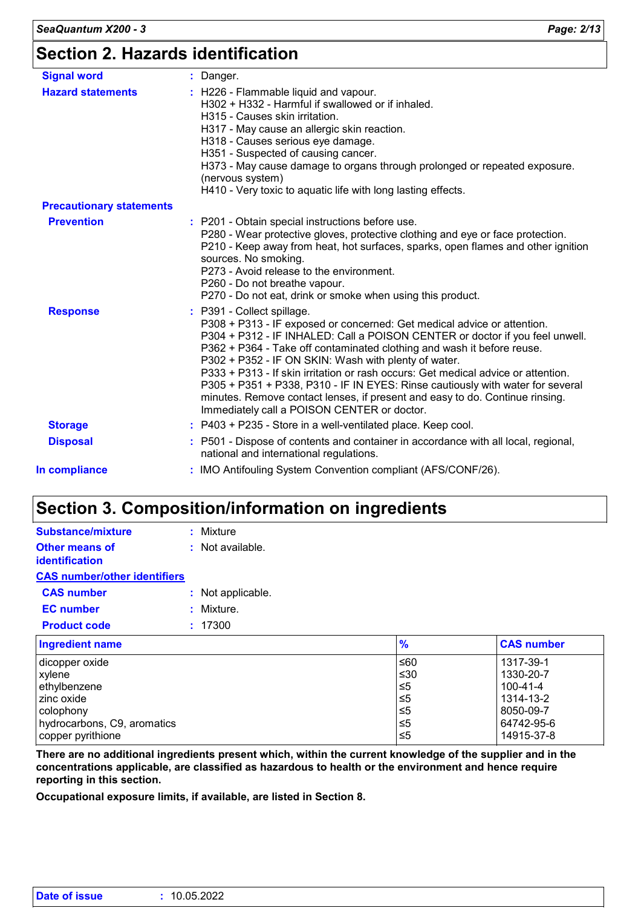## Section 2. Hazards identification

**Signal word** : Danger.

**Hazard statements** : H226 - Flammable liquid and vapour.
H302 + H332 - Harmful if swallowed or if inhaled.
H315 - Causes skin irritation.
H317 - May cause an allergic skin reaction.
H318 - Causes serious eye damage.
H351 - Suspected of causing cancer.
H373 - May cause damage to organs through prolonged or repeated exposure. (nervous system)
H410 - Very toxic to aquatic life with long lasting effects.

**Precautionary statements**

**Prevention** : P201 - Obtain special instructions before use.
P280 - Wear protective gloves, protective clothing and eye or face protection.
P210 - Keep away from heat, hot surfaces, sparks, open flames and other ignition sources. No smoking.
P273 - Avoid release to the environment.
P260 - Do not breathe vapour.
P270 - Do not eat, drink or smoke when using this product.

**Response** : P391 - Collect spillage.
P308 + P313 - IF exposed or concerned: Get medical advice or attention.
P304 + P312 - IF INHALED: Call a POISON CENTER or doctor if you feel unwell.
P362 + P364 - Take off contaminated clothing and wash it before reuse.
P302 + P352 - IF ON SKIN: Wash with plenty of water.
P333 + P313 - If skin irritation or rash occurs: Get medical advice or attention.
P305 + P351 + P338, P310 - IF IN EYES: Rinse cautiously with water for several minutes. Remove contact lenses, if present and easy to do. Continue rinsing. Immediately call a POISON CENTER or doctor.

**Storage** : P403 + P235 - Store in a well-ventilated place. Keep cool.

**Disposal** : P501 - Dispose of contents and container in accordance with all local, regional, national and international regulations.

**In compliance** : IMO Antifouling System Convention compliant (AFS/CONF/26).

## Section 3. Composition/information on ingredients

**Substance/mixture** : Mixture

**Other means of identification** : Not available.

**CAS number/other identifiers**

**CAS number** : Not applicable.

**EC number** : Mixture.

**Product code** : 17300

| Ingredient name | % | CAS number |
|---|---|---|
| dicopper oxide | ≤60 | 1317-39-1 |
| xylene | ≤30 | 1330-20-7 |
| ethylbenzene | ≤5 | 100-41-4 |
| zinc oxide | ≤5 | 1314-13-2 |
| colophony | ≤5 | 8050-09-7 |
| hydrocarbons, C9, aromatics | ≤5 | 64742-95-6 |
| copper pyrithione | ≤5 | 14915-37-8 |

**There are no additional ingredients present which, within the current knowledge of the supplier and in the concentrations applicable, are classified as hazardous to health or the environment and hence require reporting in this section.**

**Occupational exposure limits, if available, are listed in Section 8.**

**Date of issue** : 10.05.2022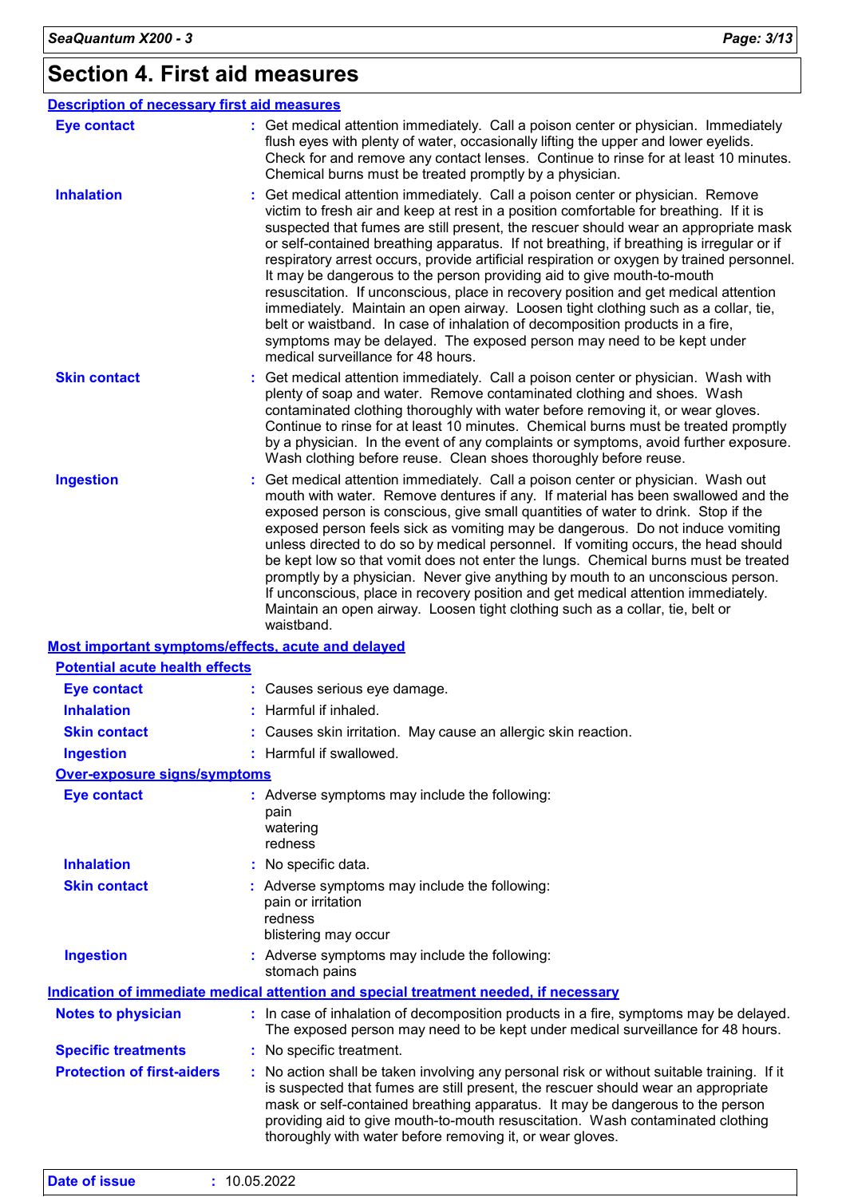# Section 4. First aid measures

## Description of necessary first aid measures

**Eye contact** : Get medical attention immediately. Call a poison center or physician. Immediately flush eyes with plenty of water, occasionally lifting the upper and lower eyelids. Check for and remove any contact lenses. Continue to rinse for at least 10 minutes. Chemical burns must be treated promptly by a physician.

**Inhalation** : Get medical attention immediately. Call a poison center or physician. Remove victim to fresh air and keep at rest in a position comfortable for breathing. If it is suspected that fumes are still present, the rescuer should wear an appropriate mask or self-contained breathing apparatus. If not breathing, if breathing is irregular or if respiratory arrest occurs, provide artificial respiration or oxygen by trained personnel. It may be dangerous to the person providing aid to give mouth-to-mouth resuscitation. If unconscious, place in recovery position and get medical attention immediately. Maintain an open airway. Loosen tight clothing such as a collar, tie, belt or waistband. In case of inhalation of decomposition products in a fire, symptoms may be delayed. The exposed person may need to be kept under medical surveillance for 48 hours.

**Skin contact** : Get medical attention immediately. Call a poison center or physician. Wash with plenty of soap and water. Remove contaminated clothing and shoes. Wash contaminated clothing thoroughly with water before removing it, or wear gloves. Continue to rinse for at least 10 minutes. Chemical burns must be treated promptly by a physician. In the event of any complaints or symptoms, avoid further exposure. Wash clothing before reuse. Clean shoes thoroughly before reuse.

**Ingestion** : Get medical attention immediately. Call a poison center or physician. Wash out mouth with water. Remove dentures if any. If material has been swallowed and the exposed person is conscious, give small quantities of water to drink. Stop if the exposed person feels sick as vomiting may be dangerous. Do not induce vomiting unless directed to do so by medical personnel. If vomiting occurs, the head should be kept low so that vomit does not enter the lungs. Chemical burns must be treated promptly by a physician. Never give anything by mouth to an unconscious person. If unconscious, place in recovery position and get medical attention immediately. Maintain an open airway. Loosen tight clothing such as a collar, tie, belt or waistband.

## Most important symptoms/effects, acute and delayed

### Potential acute health effects

**Eye contact** : Causes serious eye damage.

**Inhalation** : Harmful if inhaled.

**Skin contact** : Causes skin irritation. May cause an allergic skin reaction.

**Ingestion** : Harmful if swallowed.

### Over-exposure signs/symptoms

**Eye contact** : Adverse symptoms may include the following:
pain
watering
redness

**Inhalation** : No specific data.

**Skin contact** : Adverse symptoms may include the following:
pain or irritation
redness
blistering may occur

**Ingestion** : Adverse symptoms may include the following:
stomach pains

## Indication of immediate medical attention and special treatment needed, if necessary

**Notes to physician** : In case of inhalation of decomposition products in a fire, symptoms may be delayed. The exposed person may need to be kept under medical surveillance for 48 hours.

**Specific treatments** : No specific treatment.

**Protection of first-aiders** : No action shall be taken involving any personal risk or without suitable training. If it is suspected that fumes are still present, the rescuer should wear an appropriate mask or self-contained breathing apparatus. It may be dangerous to the person providing aid to give mouth-to-mouth resuscitation. Wash contaminated clothing thoroughly with water before removing it, or wear gloves.

**Date of issue** : 10.05.2022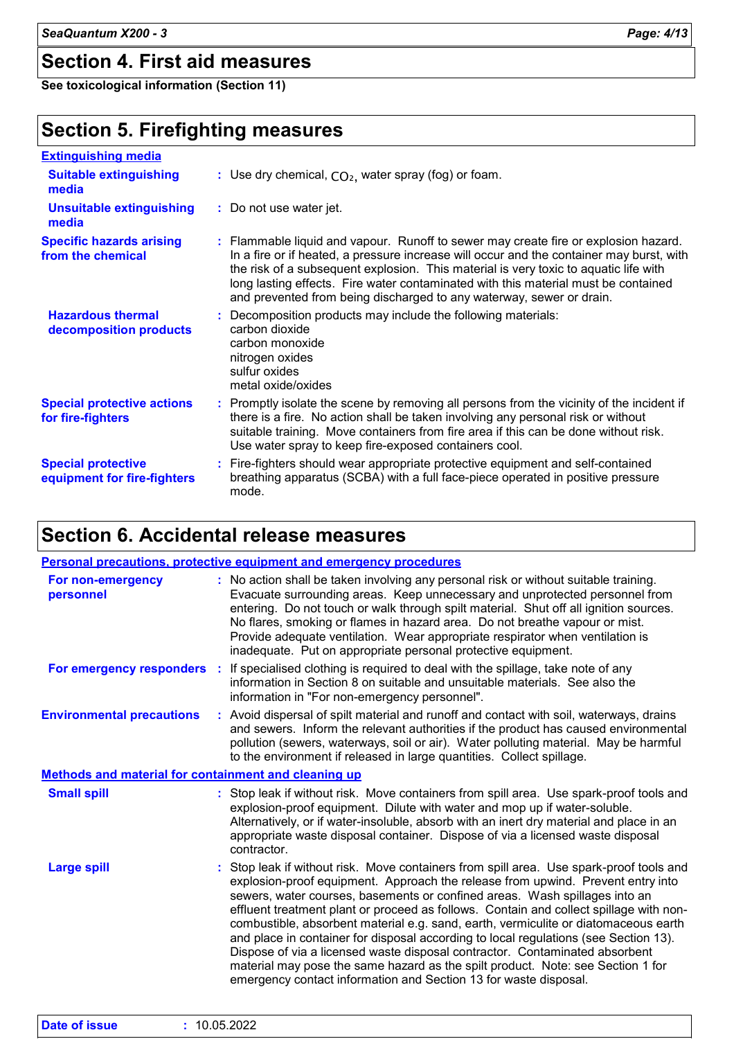## Section 4. First aid measures

**See toxicological information (Section 11)**

## Section 5. Firefighting measures

### Extinguishing media

| | |
|---|---|
| **Suitable extinguishing media** | : Use dry chemical, $CO_2$, water spray (fog) or foam. |
| **Unsuitable extinguishing media** | : Do not use water jet. |
| **Specific hazards arising from the chemical** | : Flammable liquid and vapour. Runoff to sewer may create fire or explosion hazard. In a fire or if heated, a pressure increase will occur and the container may burst, with the risk of a subsequent explosion. This material is very toxic to aquatic life with long lasting effects. Fire water contaminated with this material must be contained and prevented from being discharged to any waterway, sewer or drain. |
| **Hazardous thermal decomposition products** | : Decomposition products may include the following materials:<br>carbon dioxide<br>carbon monoxide<br>nitrogen oxides<br>sulfur oxides<br>metal oxide/oxides |
| **Special protective actions for fire-fighters** | : Promptly isolate the scene by removing all persons from the vicinity of the incident if there is a fire. No action shall be taken involving any personal risk or without suitable training. Move containers from fire area if this can be done without risk. Use water spray to keep fire-exposed containers cool. |
| **Special protective equipment for fire-fighters** | : Fire-fighters should wear appropriate protective equipment and self-contained breathing apparatus (SCBA) with a full face-piece operated in positive pressure mode. |

## Section 6. Accidental release measures

### Personal precautions, protective equipment and emergency procedures

| | |
|---|---|
| **For non-emergency personnel** | : No action shall be taken involving any personal risk or without suitable training. Evacuate surrounding areas. Keep unnecessary and unprotected personnel from entering. Do not touch or walk through spilt material. Shut off all ignition sources. No flares, smoking or flames in hazard area. Do not breathe vapour or mist. Provide adequate ventilation. Wear appropriate respirator when ventilation is inadequate. Put on appropriate personal protective equipment. |
| **For emergency responders** | : If specialised clothing is required to deal with the spillage, take note of any information in Section 8 on suitable and unsuitable materials. See also the information in "For non-emergency personnel". |
| **Environmental precautions** | : Avoid dispersal of spilt material and runoff and contact with soil, waterways, drains and sewers. Inform the relevant authorities if the product has caused environmental pollution (sewers, waterways, soil or air). Water polluting material. May be harmful to the environment if released in large quantities. Collect spillage. |

### Methods and material for containment and cleaning up

| | |
|---|---|
| **Small spill** | : Stop leak if without risk. Move containers from spill area. Use spark-proof tools and explosion-proof equipment. Dilute with water and mop up if water-soluble. Alternatively, or if water-insoluble, absorb with an inert dry material and place in an appropriate waste disposal container. Dispose of via a licensed waste disposal contractor. |
| **Large spill** | : Stop leak if without risk. Move containers from spill area. Use spark-proof tools and explosion-proof equipment. Approach the release from upwind. Prevent entry into sewers, water courses, basements or confined areas. Wash spillages into an effluent treatment plant or proceed as follows. Contain and collect spillage with non-combustible, absorbent material e.g. sand, earth, vermiculite or diatomaceous earth and place in container for disposal according to local regulations (see Section 13). Dispose of via a licensed waste disposal contractor. Contaminated absorbent material may pose the same hazard as the spilt product. Note: see Section 1 for emergency contact information and Section 13 for waste disposal. |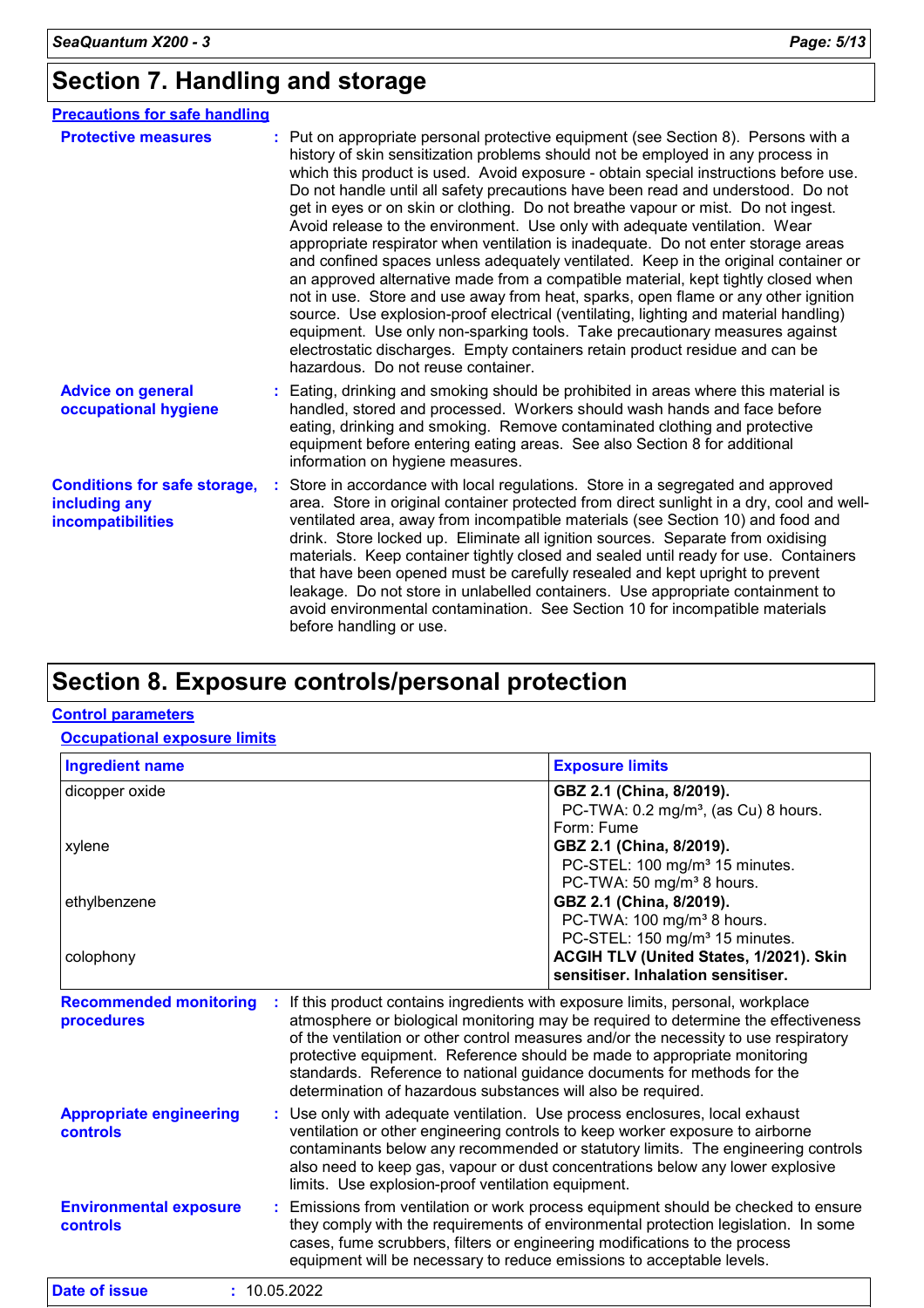# Section 7. Handling and storage

## Precautions for safe handling

**Protective measures** : Put on appropriate personal protective equipment (see Section 8). Persons with a history of skin sensitization problems should not be employed in any process in which this product is used. Avoid exposure - obtain special instructions before use. Do not handle until all safety precautions have been read and understood. Do not get in eyes or on skin or clothing. Do not breathe vapour or mist. Do not ingest. Avoid release to the environment. Use only with adequate ventilation. Wear appropriate respirator when ventilation is inadequate. Do not enter storage areas and confined spaces unless adequately ventilated. Keep in the original container or an approved alternative made from a compatible material, kept tightly closed when not in use. Store and use away from heat, sparks, open flame or any other ignition source. Use explosion-proof electrical (ventilating, lighting and material handling) equipment. Use only non-sparking tools. Take precautionary measures against electrostatic discharges. Empty containers retain product residue and can be hazardous. Do not reuse container.

**Advice on general occupational hygiene** : Eating, drinking and smoking should be prohibited in areas where this material is handled, stored and processed. Workers should wash hands and face before eating, drinking and smoking. Remove contaminated clothing and protective equipment before entering eating areas. See also Section 8 for additional information on hygiene measures.

**Conditions for safe storage, including any incompatibilities** : Store in accordance with local regulations. Store in a segregated and approved area. Store in original container protected from direct sunlight in a dry, cool and well-ventilated area, away from incompatible materials (see Section 10) and food and drink. Store locked up. Eliminate all ignition sources. Separate from oxidising materials. Keep container tightly closed and sealed until ready for use. Containers that have been opened must be carefully resealed and kept upright to prevent leakage. Do not store in unlabelled containers. Use appropriate containment to avoid environmental contamination. See Section 10 for incompatible materials before handling or use.

# Section 8. Exposure controls/personal protection

## Control parameters

### Occupational exposure limits

| Ingredient name | Exposure limits |
|---|---|
| dicopper oxide | **GBZ 2.1 (China, 8/2019).**<br>PC-TWA: 0.2 mg/m³, (as Cu) 8 hours.<br>Form: Fume |
| xylene | **GBZ 2.1 (China, 8/2019).**<br>PC-STEL: 100 mg/m³ 15 minutes.<br>PC-TWA: 50 mg/m³ 8 hours. |
| ethylbenzene | **GBZ 2.1 (China, 8/2019).**<br>PC-TWA: 100 mg/m³ 8 hours.<br>PC-STEL: 150 mg/m³ 15 minutes. |
| colophony | **ACGIH TLV (United States, 1/2021). Skin sensitiser. Inhalation sensitiser.** |

**Recommended monitoring procedures** : If this product contains ingredients with exposure limits, personal, workplace atmosphere or biological monitoring may be required to determine the effectiveness of the ventilation or other control measures and/or the necessity to use respiratory protective equipment. Reference should be made to appropriate monitoring standards. Reference to national guidance documents for methods for the determination of hazardous substances will also be required.

**Appropriate engineering controls** : Use only with adequate ventilation. Use process enclosures, local exhaust ventilation or other engineering controls to keep worker exposure to airborne contaminants below any recommended or statutory limits. The engineering controls also need to keep gas, vapour or dust concentrations below any lower explosive limits. Use explosion-proof ventilation equipment.

**Environmental exposure controls** : Emissions from ventilation or work process equipment should be checked to ensure they comply with the requirements of environmental protection legislation. In some cases, fume scrubbers, filters or engineering modifications to the process equipment will be necessary to reduce emissions to acceptable levels.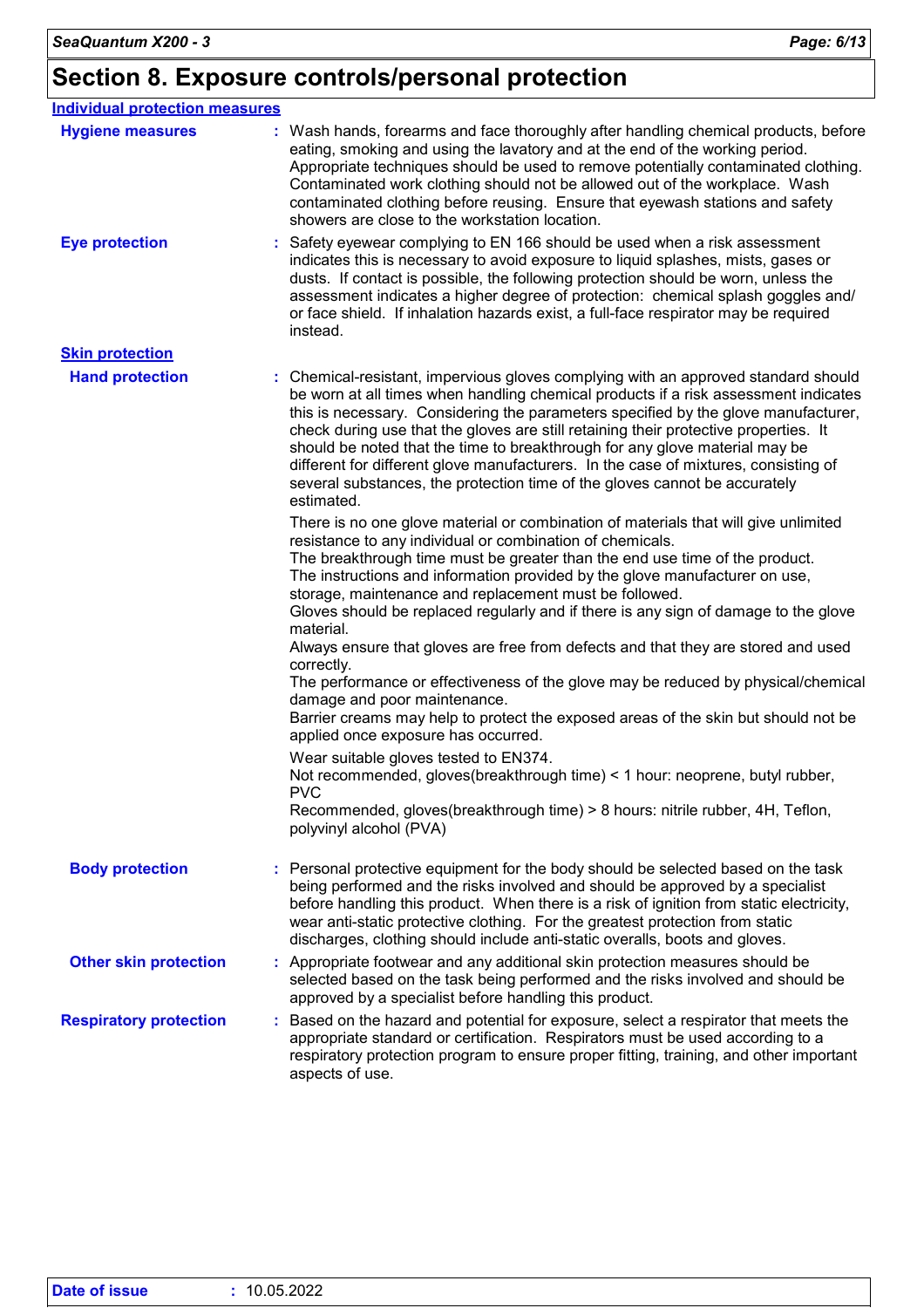# Section 8. Exposure controls/personal protection

## Individual protection measures

**Hygiene measures** : Wash hands, forearms and face thoroughly after handling chemical products, before eating, smoking and using the lavatory and at the end of the working period. Appropriate techniques should be used to remove potentially contaminated clothing. Contaminated work clothing should not be allowed out of the workplace. Wash contaminated clothing before reusing. Ensure that eyewash stations and safety showers are close to the workstation location.

**Eye protection** : Safety eyewear complying to EN 166 should be used when a risk assessment indicates this is necessary to avoid exposure to liquid splashes, mists, gases or dusts. If contact is possible, the following protection should be worn, unless the assessment indicates a higher degree of protection: chemical splash goggles and/ or face shield. If inhalation hazards exist, a full-face respirator may be required instead.

### Skin protection

**Hand protection** : Chemical-resistant, impervious gloves complying with an approved standard should be worn at all times when handling chemical products if a risk assessment indicates this is necessary. Considering the parameters specified by the glove manufacturer, check during use that the gloves are still retaining their protective properties. It should be noted that the time to breakthrough for any glove material may be different for different glove manufacturers. In the case of mixtures, consisting of several substances, the protection time of the gloves cannot be accurately estimated.

There is no one glove material or combination of materials that will give unlimited resistance to any individual or combination of chemicals.
The breakthrough time must be greater than the end use time of the product.
The instructions and information provided by the glove manufacturer on use, storage, maintenance and replacement must be followed.
Gloves should be replaced regularly and if there is any sign of damage to the glove material.
Always ensure that gloves are free from defects and that they are stored and used correctly.
The performance or effectiveness of the glove may be reduced by physical/chemical damage and poor maintenance.
Barrier creams may help to protect the exposed areas of the skin but should not be applied once exposure has occurred.

Wear suitable gloves tested to EN374.
Not recommended, gloves(breakthrough time) < 1 hour: neoprene, butyl rubber, PVC
Recommended, gloves(breakthrough time) > 8 hours: nitrile rubber, 4H, Teflon, polyvinyl alcohol (PVA)

**Body protection** : Personal protective equipment for the body should be selected based on the task being performed and the risks involved and should be approved by a specialist before handling this product. When there is a risk of ignition from static electricity, wear anti-static protective clothing. For the greatest protection from static discharges, clothing should include anti-static overalls, boots and gloves.

**Other skin protection** : Appropriate footwear and any additional skin protection measures should be selected based on the task being performed and the risks involved and should be approved by a specialist before handling this product.

**Respiratory protection** : Based on the hazard and potential for exposure, select a respirator that meets the appropriate standard or certification. Respirators must be used according to a respiratory protection program to ensure proper fitting, training, and other important aspects of use.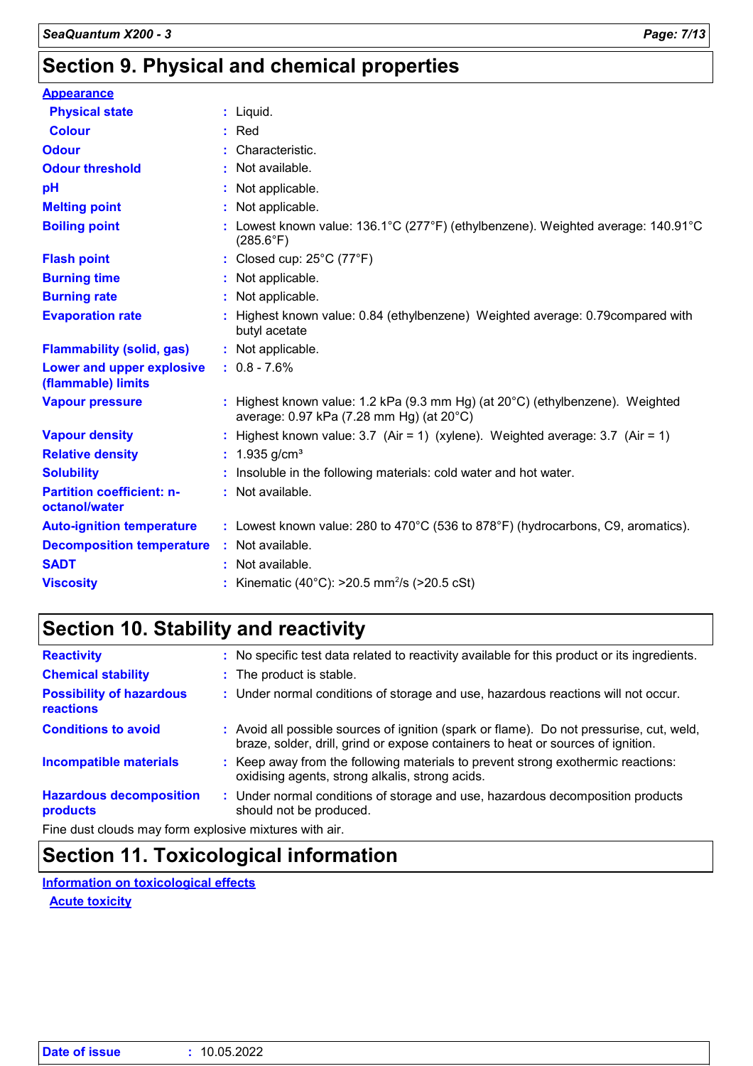## Section 9. Physical and chemical properties

**Appearance**

| | | |
|---|---|---|
| **Physical state** | : | Liquid. |
| **Colour** | : | Red |
| **Odour** | : | Characteristic. |
| **Odour threshold** | : | Not available. |
| **pH** | : | Not applicable. |
| **Melting point** | : | Not applicable. |
| **Boiling point** | : | Lowest known value: 136.1°C (277°F) (ethylbenzene). Weighted average: 140.91°C (285.6°F) |
| **Flash point** | : | Closed cup: 25°C (77°F) |
| **Burning time** | : | Not applicable. |
| **Burning rate** | : | Not applicable. |
| **Evaporation rate** | : | Highest known value: 0.84 (ethylbenzene) Weighted average: 0.79compared with butyl acetate |
| **Flammability (solid, gas)** | : | Not applicable. |
| **Lower and upper explosive (flammable) limits** | : | 0.8 - 7.6% |
| **Vapour pressure** | : | Highest known value: 1.2 kPa (9.3 mm Hg) (at 20°C) (ethylbenzene). Weighted average: 0.97 kPa (7.28 mm Hg) (at 20°C) |
| **Vapour density** | : | Highest known value: 3.7 (Air = 1) (xylene). Weighted average: 3.7 (Air = 1) |
| **Relative density** | : | 1.935 g/cm³ |
| **Solubility** | : | Insoluble in the following materials: cold water and hot water. |
| **Partition coefficient: n-octanol/water** | : | Not available. |
| **Auto-ignition temperature** | : | Lowest known value: 280 to 470°C (536 to 878°F) (hydrocarbons, C9, aromatics). |
| **Decomposition temperature** | : | Not available. |
| **SADT** | : | Not available. |
| **Viscosity** | : | Kinematic (40°C): >20.5 $mm^2/s$ (>20.5 cSt) |

## Section 10. Stability and reactivity

| | | |
|---|---|---|
| **Reactivity** | : | No specific test data related to reactivity available for this product or its ingredients. |
| **Chemical stability** | : | The product is stable. |
| **Possibility of hazardous reactions** | : | Under normal conditions of storage and use, hazardous reactions will not occur. |
| **Conditions to avoid** | : | Avoid all possible sources of ignition (spark or flame). Do not pressurise, cut, weld, braze, solder, drill, grind or expose containers to heat or sources of ignition. |
| **Incompatible materials** | : | Keep away from the following materials to prevent strong exothermic reactions: oxidising agents, strong alkalis, strong acids. |
| **Hazardous decomposition products** | : | Under normal conditions of storage and use, hazardous decomposition products should not be produced. |

Fine dust clouds may form explosive mixtures with air.

## Section 11. Toxicological information

**Information on toxicological effects**

**Acute toxicity**

Date of issue : 10.05.2022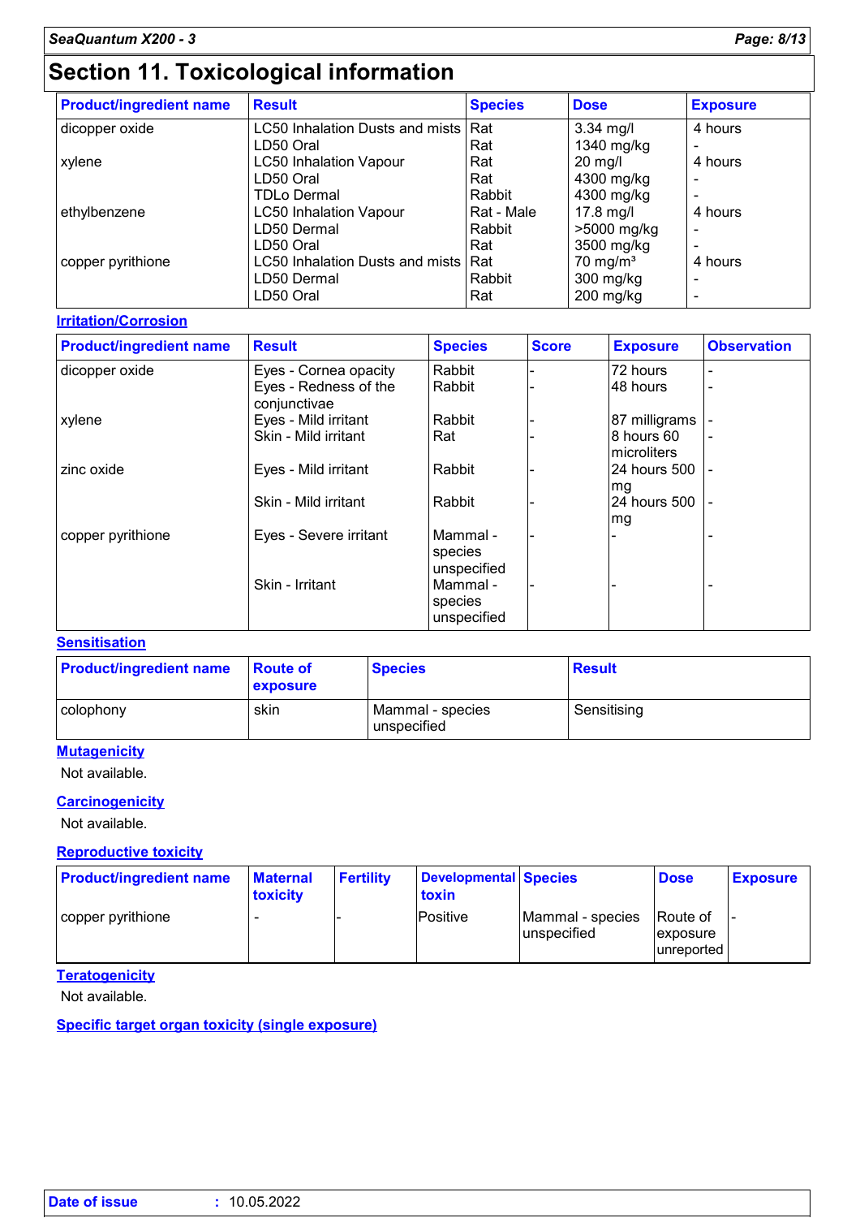# Section 11. Toxicological information

| Product/ingredient name | Result | Species | Dose | Exposure |
|---|---|---|---|---|
| dicopper oxide | LC50 Inhalation Dusts and mists | Rat | 3.34 mg/l | 4 hours |
| | LD50 Oral | Rat | 1340 mg/kg | - |
| xylene | LC50 Inhalation Vapour | Rat | 20 mg/l | 4 hours |
| | LD50 Oral | Rat | 4300 mg/kg | - |
| | TDLo Dermal | Rabbit | 4300 mg/kg | - |
| ethylbenzene | LC50 Inhalation Vapour | Rat - Male | 17.8 mg/l | 4 hours |
| | LD50 Dermal | Rabbit | >5000 mg/kg | - |
| | LD50 Oral | Rat | 3500 mg/kg | - |
| copper pyrithione | LC50 Inhalation Dusts and mists | Rat | 70 mg/m³ | 4 hours |
| | LD50 Dermal | Rabbit | 300 mg/kg | - |
| | LD50 Oral | Rat | 200 mg/kg | - |

**Irritation/Corrosion**

| Product/ingredient name | Result | Species | Score | Exposure | Observation |
|---|---|---|---|---|---|
| dicopper oxide | Eyes - Cornea opacity | Rabbit | - | 72 hours | - |
| | Eyes - Redness of the conjunctivae | Rabbit | - | 48 hours | - |
| xylene | Eyes - Mild irritant | Rabbit | - | 87 milligrams | - |
| | Skin - Mild irritant | Rat | - | 8 hours 60 microliters | - |
| zinc oxide | Eyes - Mild irritant | Rabbit | - | 24 hours 500 mg | - |
| | Skin - Mild irritant | Rabbit | - | 24 hours 500 mg | - |
| copper pyrithione | Eyes - Severe irritant | Mammal - species unspecified | - | - | - |
| | Skin - Irritant | Mammal - species unspecified | - | - | - |

**Sensitisation**

| Product/ingredient name | Route of exposure | Species | Result |
|---|---|---|---|
| colophony | skin | Mammal - species unspecified | Sensitising |

**Mutagenicity**

Not available.

**Carcinogenicity**

Not available.

**Reproductive toxicity**

| Product/ingredient name | Maternal toxicity | Fertility | Developmental toxin | Species | Dose | Exposure |
|---|---|---|---|---|---|---|
| copper pyrithione | - | - | Positive | Mammal - species unspecified | Route of exposure unreported | - |

**Teratogenicity**

Not available.

**Specific target organ toxicity (single exposure)**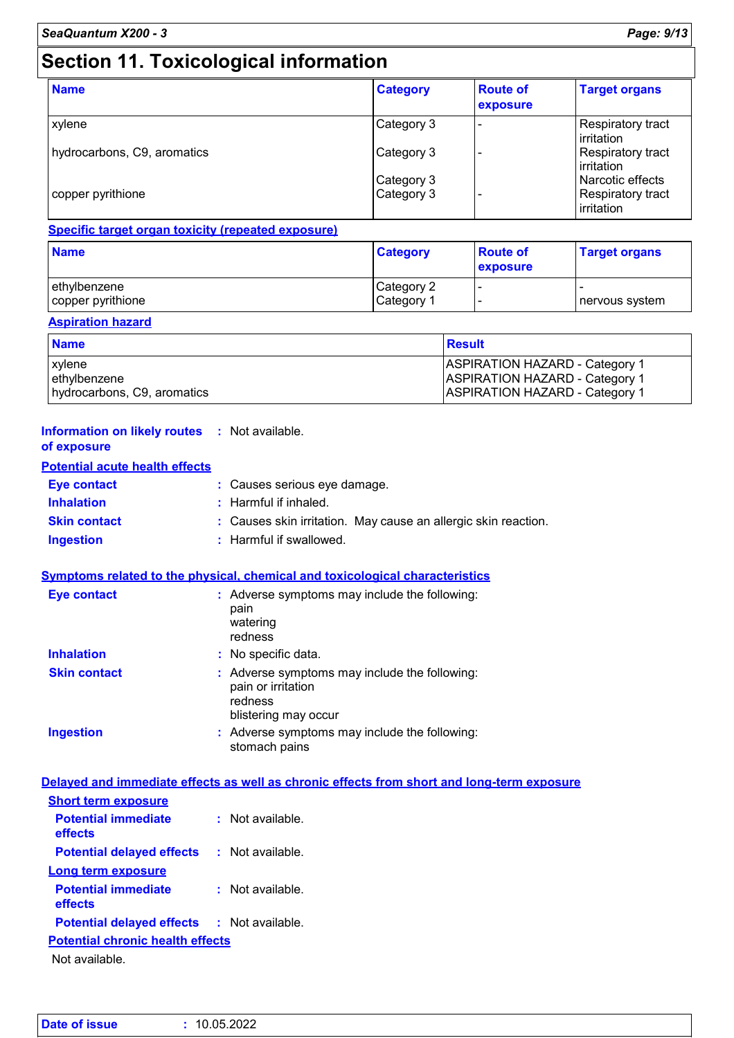# Section 11. Toxicological information

| Name | Category | Route of exposure | Target organs |
|---|---|---|---|
| xylene | Category 3 | - | Respiratory tract irritation |
| hydrocarbons, C9, aromatics | Category 3 | - | Respiratory tract irritation |
| | Category 3 | | Narcotic effects |
| copper pyrithione | Category 3 | - | Respiratory tract irritation |

**Specific target organ toxicity (repeated exposure)**

| Name | Category | Route of exposure | Target organs |
|---|---|---|---|
| ethylbenzene | Category 2 | - | - |
| copper pyrithione | Category 1 | - | nervous system |

**Aspiration hazard**

| Name | Result |
|---|---|
| xylene | ASPIRATION HAZARD - Category 1 |
| ethylbenzene | ASPIRATION HAZARD - Category 1 |
| hydrocarbons, C9, aromatics | ASPIRATION HAZARD - Category 1 |

**Information on likely routes of exposure** : Not available.

**Potential acute health effects**

**Eye contact** : Causes serious eye damage.

**Inhalation** : Harmful if inhaled.

**Skin contact** : Causes skin irritation. May cause an allergic skin reaction.

**Ingestion** : Harmful if swallowed.

**Symptoms related to the physical, chemical and toxicological characteristics**

**Eye contact** : Adverse symptoms may include the following:
pain
watering
redness

**Inhalation** : No specific data.

**Skin contact** : Adverse symptoms may include the following:
pain or irritation
redness
blistering may occur

**Ingestion** : Adverse symptoms may include the following:
stomach pains

**Delayed and immediate effects as well as chronic effects from short and long-term exposure**

**Short term exposure**

**Potential immediate effects** : Not available.

**Potential delayed effects** : Not available.

**Long term exposure**

**Potential immediate effects** : Not available.

**Potential delayed effects** : Not available.

**Potential chronic health effects**

Not available.

**Date of issue** : 10.05.2022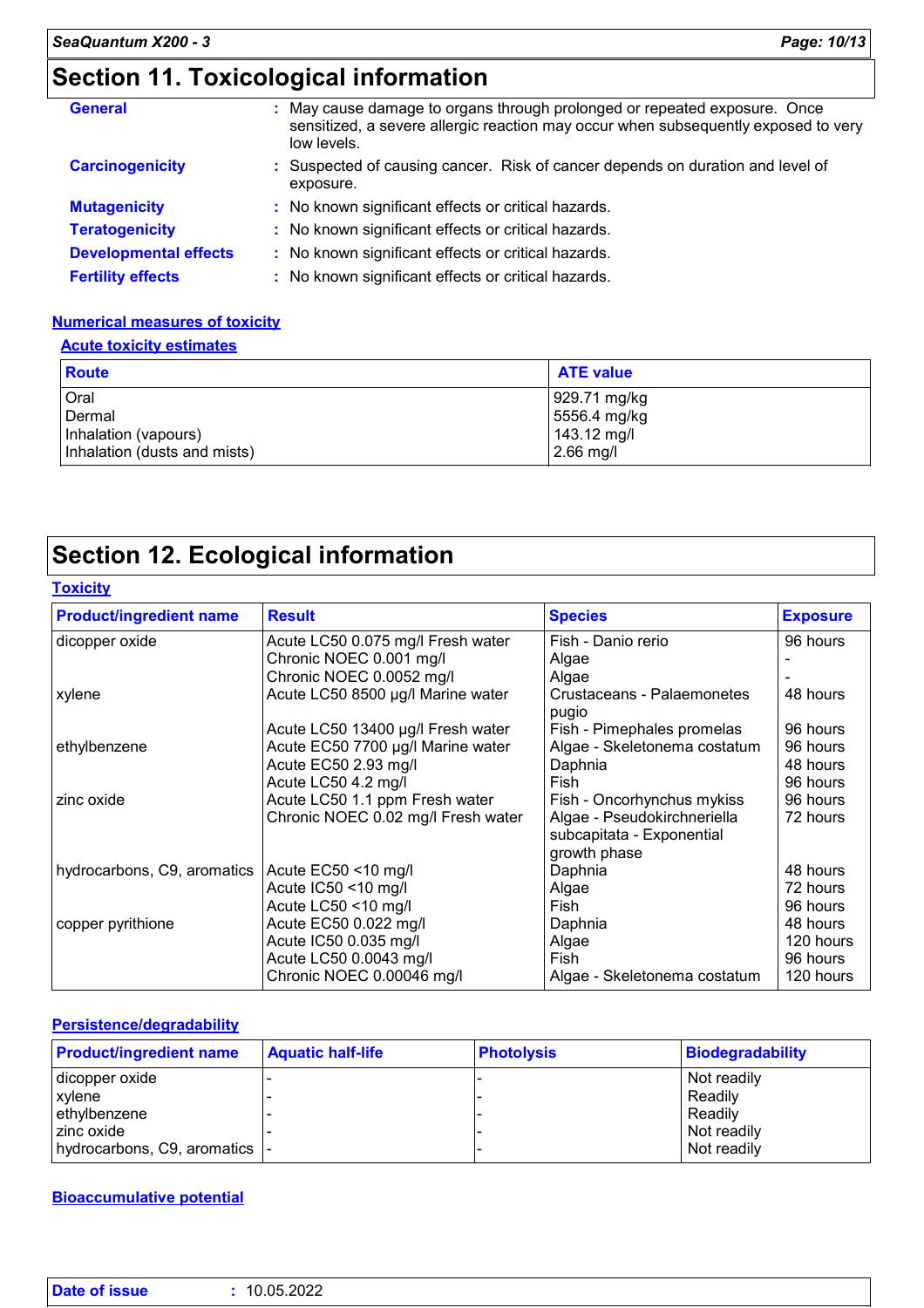# Section 11. Toxicological information

**General** : May cause damage to organs through prolonged or repeated exposure. Once sensitized, a severe allergic reaction may occur when subsequently exposed to very low levels.

**Carcinogenicity** : Suspected of causing cancer. Risk of cancer depends on duration and level of exposure.

**Mutagenicity** : No known significant effects or critical hazards.

**Teratogenicity** : No known significant effects or critical hazards.

**Developmental effects** : No known significant effects or critical hazards.

**Fertility effects** : No known significant effects or critical hazards.

### Numerical measures of toxicity

#### Acute toxicity estimates

| Route | ATE value |
|---|---|
| Oral | 929.71 mg/kg |
| Dermal | 5556.4 mg/kg |
| Inhalation (vapours) | 143.12 mg/l |
| Inhalation (dusts and mists) | 2.66 mg/l |

# Section 12. Ecological information

### Toxicity

| Product/ingredient name | Result | Species | Exposure |
|---|---|---|---|
| dicopper oxide | Acute LC50 0.075 mg/l Fresh water | Fish - Danio rerio | 96 hours |
| | Chronic NOEC 0.001 mg/l | Algae | - |
| | Chronic NOEC 0.0052 mg/l | Algae | - |
| xylene | Acute LC50 8500 µg/l Marine water | Crustaceans - Palaemonetes pugio | 48 hours |
| | Acute LC50 13400 µg/l Fresh water | Fish - Pimephales promelas | 96 hours |
| ethylbenzene | Acute EC50 7700 µg/l Marine water | Algae - Skeletonema costatum | 96 hours |
| | Acute EC50 2.93 mg/l | Daphnia | 48 hours |
| | Acute LC50 4.2 mg/l | Fish | 96 hours |
| zinc oxide | Acute LC50 1.1 ppm Fresh water | Fish - Oncorhynchus mykiss | 96 hours |
| | Chronic NOEC 0.02 mg/l Fresh water | Algae - Pseudokirchneriella subcapitata - Exponential growth phase | 72 hours |
| hydrocarbons, C9, aromatics | Acute EC50 <10 mg/l | Daphnia | 48 hours |
| | Acute IC50 <10 mg/l | Algae | 72 hours |
| | Acute LC50 <10 mg/l | Fish | 96 hours |
| copper pyrithione | Acute EC50 0.022 mg/l | Daphnia | 48 hours |
| | Acute IC50 0.035 mg/l | Algae | 120 hours |
| | Acute LC50 0.0043 mg/l | Fish | 96 hours |
| | Chronic NOEC 0.00046 mg/l | Algae - Skeletonema costatum | 120 hours |

### Persistence/degradability

| Product/ingredient name | Aquatic half-life | Photolysis | Biodegradability |
|---|---|---|---|
| dicopper oxide | - | - | Not readily |
| xylene | - | - | Readily |
| ethylbenzene | - | - | Readily |
| zinc oxide | - | - | Not readily |
| hydrocarbons, C9, aromatics | - | - | Not readily |

### Bioaccumulative potential

**Date of issue** : 10.05.2022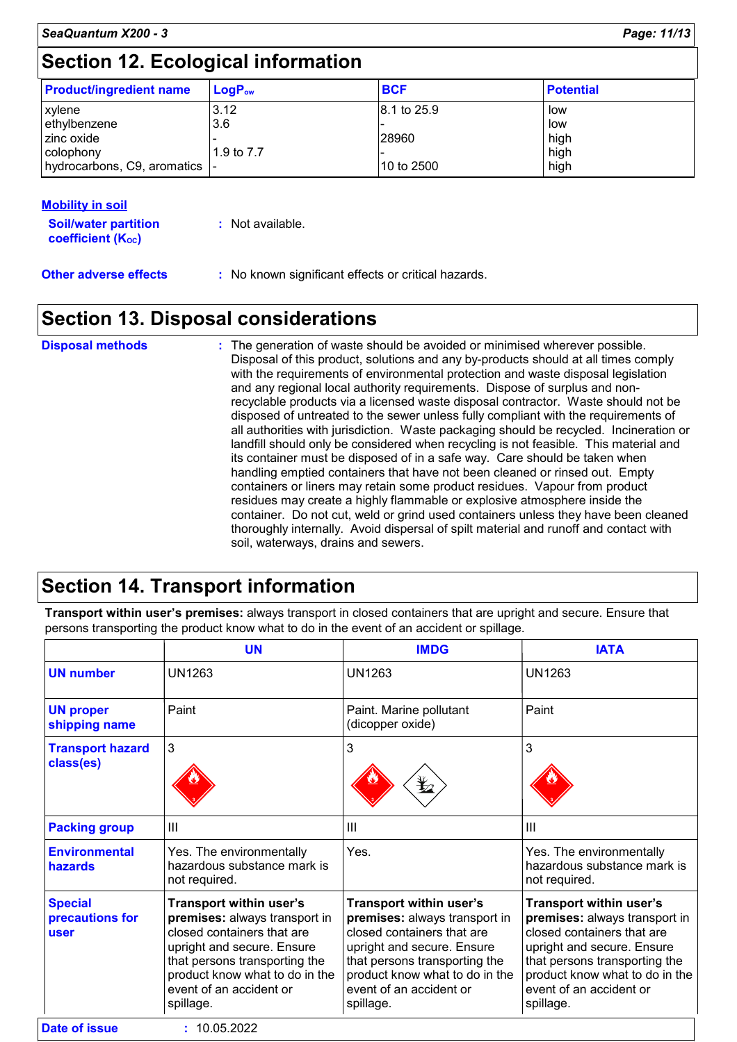## Section 12. Ecological information

| Product/ingredient name | $LogP_{ow}$ | BCF | Potential |
|---|---|---|---|
| xylene | 3.12 | 8.1 to 25.9 | low |
| ethylbenzene | 3.6 | - | low |
| zinc oxide | - | 28960 | high |
| colophony | 1.9 to 7.7 | - | high |
| hydrocarbons, C9, aromatics | - | 10 to 2500 | high |

**Mobility in soil**

**Soil/water partition coefficient ($K_{OC}$)** : Not available.

**Other adverse effects** : No known significant effects or critical hazards.

## Section 13. Disposal considerations

**Disposal methods** : The generation of waste should be avoided or minimised wherever possible. Disposal of this product, solutions and any by-products should at all times comply with the requirements of environmental protection and waste disposal legislation and any regional local authority requirements. Dispose of surplus and non-recyclable products via a licensed waste disposal contractor. Waste should not be disposed of untreated to the sewer unless fully compliant with the requirements of all authorities with jurisdiction. Waste packaging should be recycled. Incineration or landfill should only be considered when recycling is not feasible. This material and its container must be disposed of in a safe way. Care should be taken when handling emptied containers that have not been cleaned or rinsed out. Empty containers or liners may retain some product residues. Vapour from product residues may create a highly flammable or explosive atmosphere inside the container. Do not cut, weld or grind used containers unless they have been cleaned thoroughly internally. Avoid dispersal of spilt material and runoff and contact with soil, waterways, drains and sewers.

## Section 14. Transport information

**Transport within user's premises:** always transport in closed containers that are upright and secure. Ensure that persons transporting the product know what to do in the event of an accident or spillage.

| | UN | IMDG | IATA |
|---|---|---|---|
| **UN number** | UN1263 | UN1263 | UN1263 |
| **UN proper shipping name** | Paint | Paint. Marine pollutant (dicopper oxide) | Paint |
| **Transport hazard class(es)** | 3 | 3 | 3 |
| **Packing group** | III | III | III |
| **Environmental hazards** | Yes. The environmentally hazardous substance mark is not required. | Yes. | Yes. The environmentally hazardous substance mark is not required. |
| **Special precautions for user** | **Transport within user's premises:** always transport in closed containers that are upright and secure. Ensure that persons transporting the product know what to do in the event of an accident or spillage. | **Transport within user's premises:** always transport in closed containers that are upright and secure. Ensure that persons transporting the product know what to do in the event of an accident or spillage. | **Transport within user's premises:** always transport in closed containers that are upright and secure. Ensure that persons transporting the product know what to do in the event of an accident or spillage. |

**Date of issue** : 10.05.2022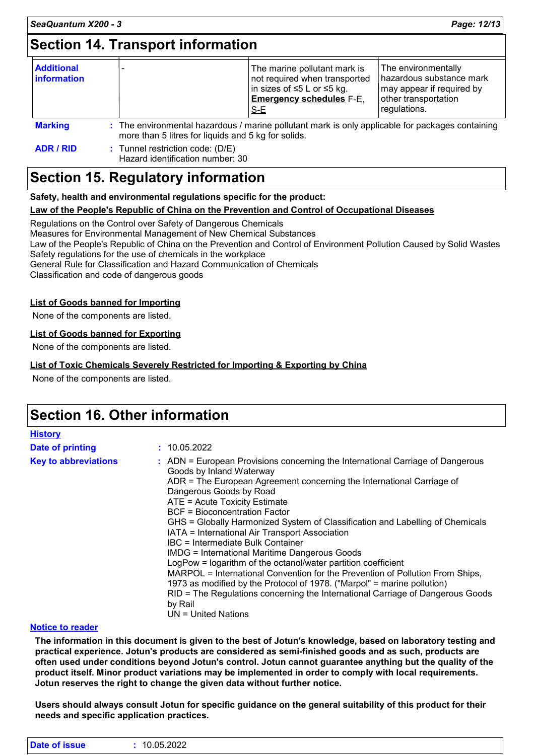## Section 14. Transport information

| Additional information | - | The marine pollutant mark is not required when transported in sizes of ≤5 L or ≤5 kg. **Emergency schedules** F-E, S-E | The environmentally hazardous substance mark may appear if required by other transportation regulations. |
|---|---|---|---|

**Marking** : The environmental hazardous / marine pollutant mark is only applicable for packages containing more than 5 litres for liquids and 5 kg for solids.

**ADR / RID** : Tunnel restriction code: (D/E)
Hazard identification number: 30

## Section 15. Regulatory information

**Safety, health and environmental regulations specific for the product:**

**Law of the People's Republic of China on the Prevention and Control of Occupational Diseases**

Regulations on the Control over Safety of Dangerous Chemicals
Measures for Environmental Management of New Chemical Substances
Law of the People's Republic of China on the Prevention and Control of Environment Pollution Caused by Solid Wastes
Safety regulations for the use of chemicals in the workplace
General Rule for Classification and Hazard Communication of Chemicals
Classification and code of dangerous goods

**List of Goods banned for Importing**

None of the components are listed.

**List of Goods banned for Exporting**

None of the components are listed.

**List of Toxic Chemicals Severely Restricted for Importing & Exporting by China**

None of the components are listed.

## Section 16. Other information

**History**

**Date of printing** : 10.05.2022

**Key to abbreviations** :
ADN = European Provisions concerning the International Carriage of Dangerous Goods by Inland Waterway
ADR = The European Agreement concerning the International Carriage of Dangerous Goods by Road
ATE = Acute Toxicity Estimate
BCF = Bioconcentration Factor
GHS = Globally Harmonized System of Classification and Labelling of Chemicals
IATA = International Air Transport Association
IBC = Intermediate Bulk Container
IMDG = International Maritime Dangerous Goods
LogPow = logarithm of the octanol/water partition coefficient
MARPOL = International Convention for the Prevention of Pollution From Ships, 1973 as modified by the Protocol of 1978. ("Marpol" = marine pollution)
RID = The Regulations concerning the International Carriage of Dangerous Goods by Rail
UN = United Nations

**Notice to reader**

**The information in this document is given to the best of Jotun's knowledge, based on laboratory testing and practical experience. Jotun's products are considered as semi-finished goods and as such, products are often used under conditions beyond Jotun's control. Jotun cannot guarantee anything but the quality of the product itself. Minor product variations may be implemented in order to comply with local requirements. Jotun reserves the right to change the given data without further notice.**

**Users should always consult Jotun for specific guidance on the general suitability of this product for their needs and specific application practices.**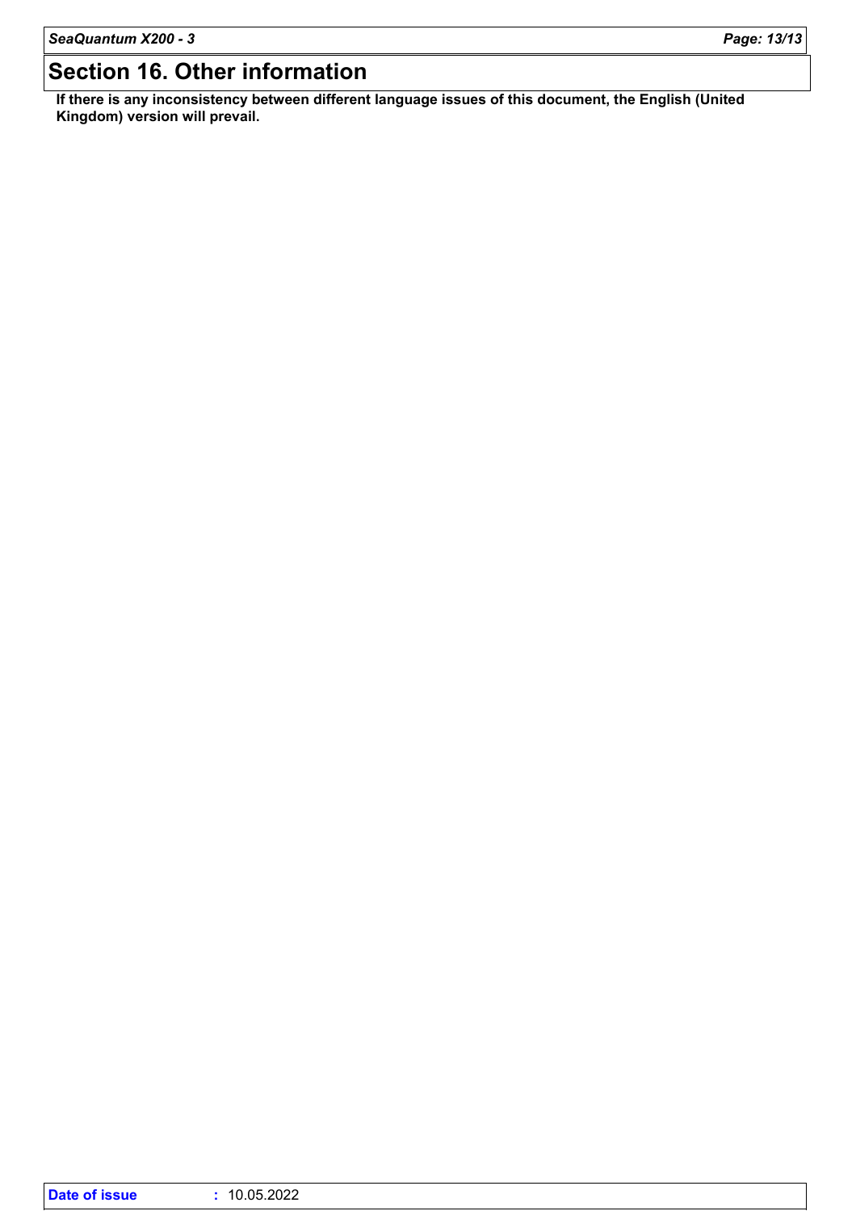## Section 16. Other information

**If there is any inconsistency between different language issues of this document, the English (United Kingdom) version will prevail.**

**Date of issue** : 10.05.2022